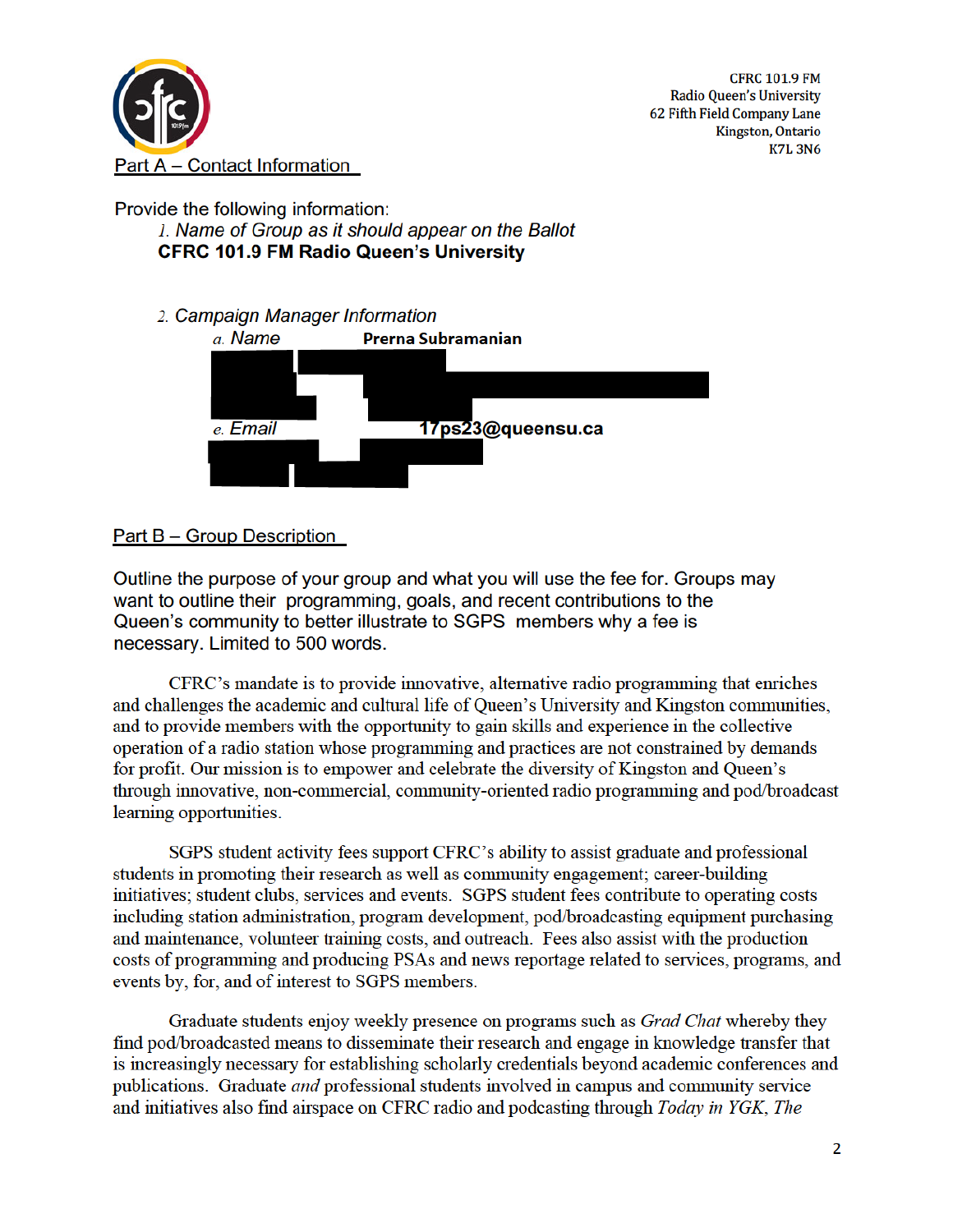CFRC 101.9 FM
Radio Queen's University
62 Fifth Field Company Lane
Kingston, Ontario
K7L 3N6

## Part A – Contact Information

Provide the following information:

1. *Name of Group as it should appear on the Ballot*
   **CFRC 101.9 FM Radio Queen's University**

2. *Campaign Manager Information*
   a. *Name* **Prerna Subramanian**
   e. *Email* **17ps23@queensu.ca**

## Part B – Group Description

Outline the purpose of your group and what you will use the fee for. Groups may want to outline their programming, goals, and recent contributions to the Queen's community to better illustrate to SGPS members why a fee is necessary. Limited to 500 words.

CFRC's mandate is to provide innovative, alternative radio programming that enriches and challenges the academic and cultural life of Queen's University and Kingston communities, and to provide members with the opportunity to gain skills and experience in the collective operation of a radio station whose programming and practices are not constrained by demands for profit. Our mission is to empower and celebrate the diversity of Kingston and Queen's through innovative, non-commercial, community-oriented radio programming and pod/broadcast learning opportunities.

SGPS student activity fees support CFRC's ability to assist graduate and professional students in promoting their research as well as community engagement; career-building initiatives; student clubs, services and events. SGPS student fees contribute to operating costs including station administration, program development, pod/broadcasting equipment purchasing and maintenance, volunteer training costs, and outreach. Fees also assist with the production costs of programming and producing PSAs and news reportage related to services, programs, and events by, for, and of interest to SGPS members.

Graduate students enjoy weekly presence on programs such as *Grad Chat* whereby they find pod/broadcasted means to disseminate their research and engage in knowledge transfer that is increasingly necessary for establishing scholarly credentials beyond academic conferences and publications. Graduate *and* professional students involved in campus and community service and initiatives also find airspace on CFRC radio and podcasting through *Today in YGK*, *The*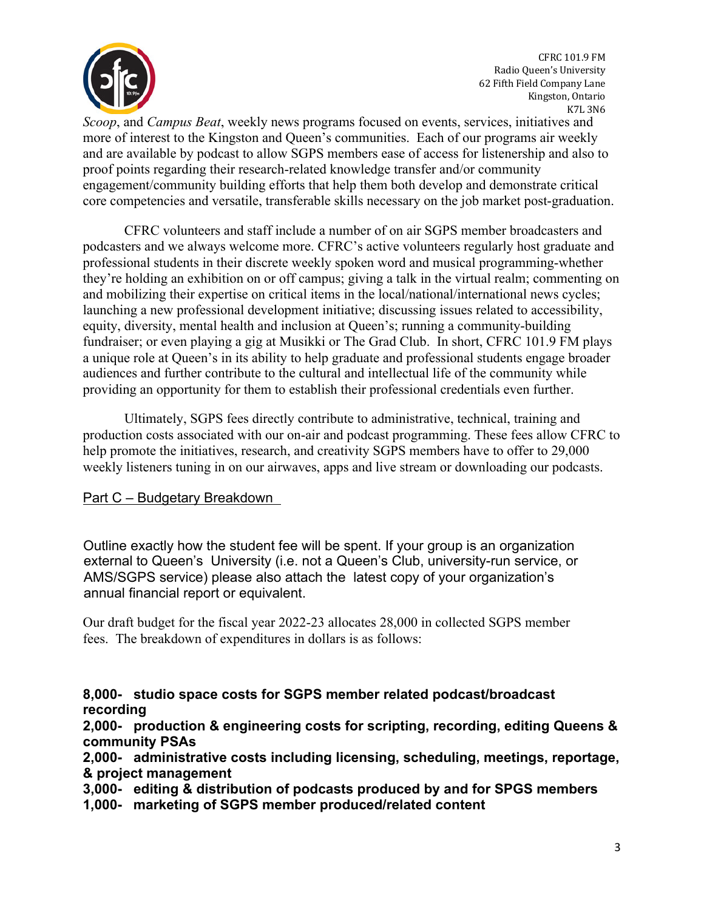*Scoop*, and *Campus Beat*, weekly news programs focused on events, services, initiatives and more of interest to the Kingston and Queen's communities. Each of our programs air weekly and are available by podcast to allow SGPS members ease of access for listenership and also to proof points regarding their research-related knowledge transfer and/or community engagement/community building efforts that help them both develop and demonstrate critical core competencies and versatile, transferable skills necessary on the job market post-graduation.

CFRC volunteers and staff include a number of on air SGPS member broadcasters and podcasters and we always welcome more. CFRC's active volunteers regularly host graduate and professional students in their discrete weekly spoken word and musical programming-whether they're holding an exhibition on or off campus; giving a talk in the virtual realm; commenting on and mobilizing their expertise on critical items in the local/national/international news cycles; launching a new professional development initiative; discussing issues related to accessibility, equity, diversity, mental health and inclusion at Queen's; running a community-building fundraiser; or even playing a gig at Musikki or The Grad Club. In short, CFRC 101.9 FM plays a unique role at Queen's in its ability to help graduate and professional students engage broader audiences and further contribute to the cultural and intellectual life of the community while providing an opportunity for them to establish their professional credentials even further.

Ultimately, SGPS fees directly contribute to administrative, technical, training and production costs associated with our on-air and podcast programming. These fees allow CFRC to help promote the initiatives, research, and creativity SGPS members have to offer to 29,000 weekly listeners tuning in on our airwaves, apps and live stream or downloading our podcasts.

## Part C – Budgetary Breakdown

Outline exactly how the student fee will be spent. If your group is an organization external to Queen's University (i.e. not a Queen's Club, university-run service, or AMS/SGPS service) please also attach the latest copy of your organization's annual financial report or equivalent.

Our draft budget for the fiscal year 2022-23 allocates 28,000 in collected SGPS member fees. The breakdown of expenditures in dollars is as follows:

**8,000- studio space costs for SGPS member related podcast/broadcast recording**
**2,000- production & engineering costs for scripting, recording, editing Queens & community PSAs**
**2,000- administrative costs including licensing, scheduling, meetings, reportage, & project management**
**3,000- editing & distribution of podcasts produced by and for SPGS members**
**1,000- marketing of SGPS member produced/related content**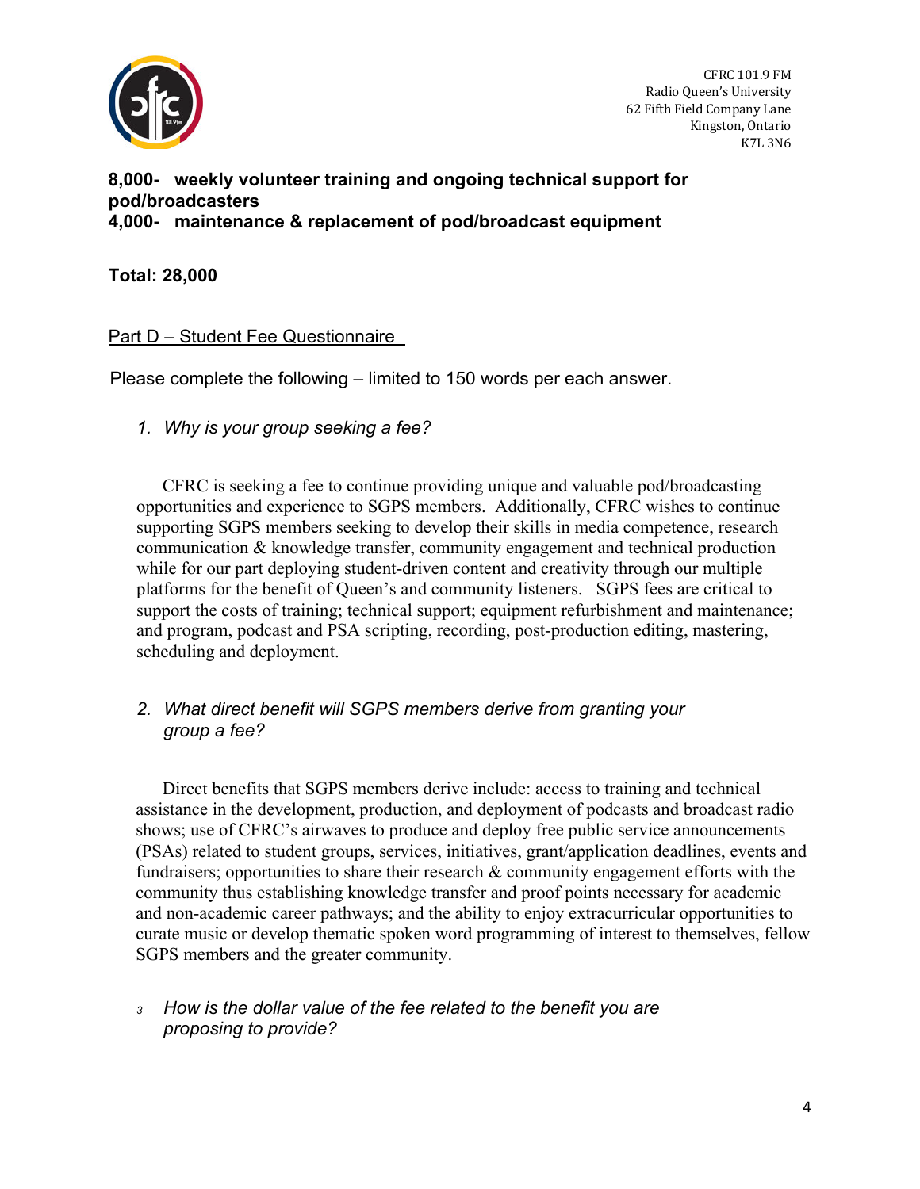CFRC 101.9 FM
Radio Queen's University
62 Fifth Field Company Lane
Kingston, Ontario
K7L 3N6

**8,000- weekly volunteer training and ongoing technical support for pod/broadcasters**
**4,000- maintenance & replacement of pod/broadcast equipment**

**Total: 28,000**

## Part D – Student Fee Questionnaire

Please complete the following – limited to 150 words per each answer.

1. *Why is your group seeking a fee?*

CFRC is seeking a fee to continue providing unique and valuable pod/broadcasting opportunities and experience to SGPS members. Additionally, CFRC wishes to continue supporting SGPS members seeking to develop their skills in media competence, research communication & knowledge transfer, community engagement and technical production while for our part deploying student-driven content and creativity through our multiple platforms for the benefit of Queen's and community listeners. SGPS fees are critical to support the costs of training; technical support; equipment refurbishment and maintenance; and program, podcast and PSA scripting, recording, post-production editing, mastering, scheduling and deployment.

2. *What direct benefit will SGPS members derive from granting your group a fee?*

Direct benefits that SGPS members derive include: access to training and technical assistance in the development, production, and deployment of podcasts and broadcast radio shows; use of CFRC's airwaves to produce and deploy free public service announcements (PSAs) related to student groups, services, initiatives, grant/application deadlines, events and fundraisers; opportunities to share their research & community engagement efforts with the community thus establishing knowledge transfer and proof points necessary for academic and non-academic career pathways; and the ability to enjoy extracurricular opportunities to curate music or develop thematic spoken word programming of interest to themselves, fellow SGPS members and the greater community.

3. *How is the dollar value of the fee related to the benefit you are proposing to provide?*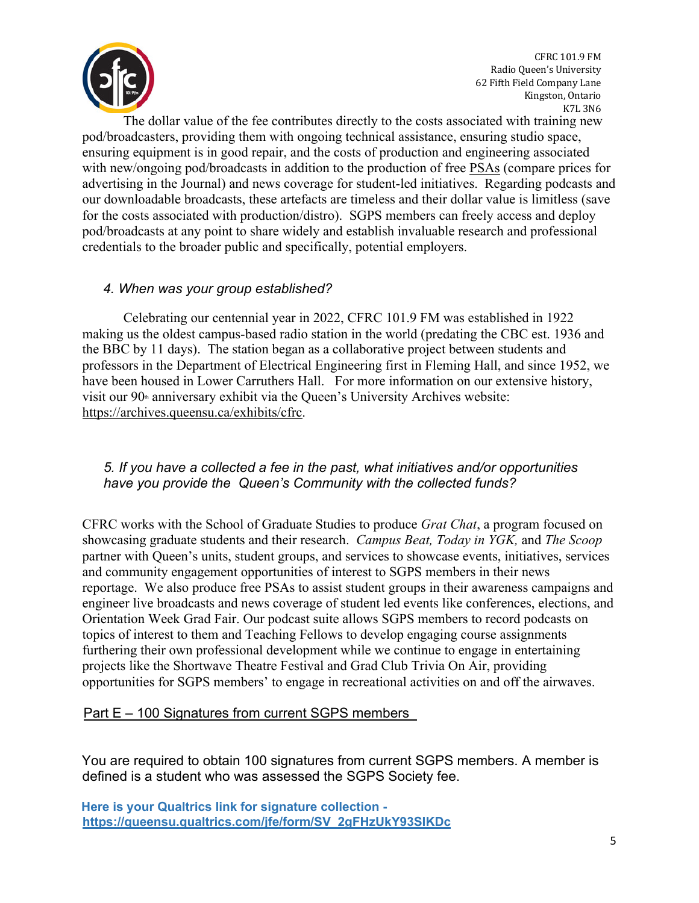CFRC 101.9 FM
Radio Queen's University
62 Fifth Field Company Lane
Kingston, Ontario
K7L 3N6

The dollar value of the fee contributes directly to the costs associated with training new pod/broadcasters, providing them with ongoing technical assistance, ensuring studio space, ensuring equipment is in good repair, and the costs of production and engineering associated with new/ongoing pod/broadcasts in addition to the production of free PSAs (compare prices for advertising in the Journal) and news coverage for student-led initiatives. Regarding podcasts and our downloadable broadcasts, these artefacts are timeless and their dollar value is limitless (save for the costs associated with production/distro). SGPS members can freely access and deploy pod/broadcasts at any point to share widely and establish invaluable research and professional credentials to the broader public and specifically, potential employers.

*4. When was your group established?*

Celebrating our centennial year in 2022, CFRC 101.9 FM was established in 1922 making us the oldest campus-based radio station in the world (predating the CBC est. 1936 and the BBC by 11 days). The station began as a collaborative project between students and professors in the Department of Electrical Engineering first in Fleming Hall, and since 1952, we have been housed in Lower Carruthers Hall. For more information on our extensive history, visit our 90th anniversary exhibit via the Queen's University Archives website: https://archives.queensu.ca/exhibits/cfrc.

*5. If you have a collected a fee in the past, what initiatives and/or opportunities have you provide the Queen's Community with the collected funds?*

CFRC works with the School of Graduate Studies to produce *Grat Chat*, a program focused on showcasing graduate students and their research. *Campus Beat, Today in YGK,* and *The Scoop* partner with Queen's units, student groups, and services to showcase events, initiatives, services and community engagement opportunities of interest to SGPS members in their news reportage. We also produce free PSAs to assist student groups in their awareness campaigns and engineer live broadcasts and news coverage of student led events like conferences, elections, and Orientation Week Grad Fair. Our podcast suite allows SGPS members to record podcasts on topics of interest to them and Teaching Fellows to develop engaging course assignments furthering their own professional development while we continue to engage in entertaining projects like the Shortwave Theatre Festival and Grad Club Trivia On Air, providing opportunities for SGPS members' to engage in recreational activities on and off the airwaves.

## Part E – 100 Signatures from current SGPS members

You are required to obtain 100 signatures from current SGPS members. A member is defined is a student who was assessed the SGPS Society fee.

**Here is your Qualtrics link for signature collection - https://queensu.qualtrics.com/jfe/form/SV_2gFHzUkY93SIKDc**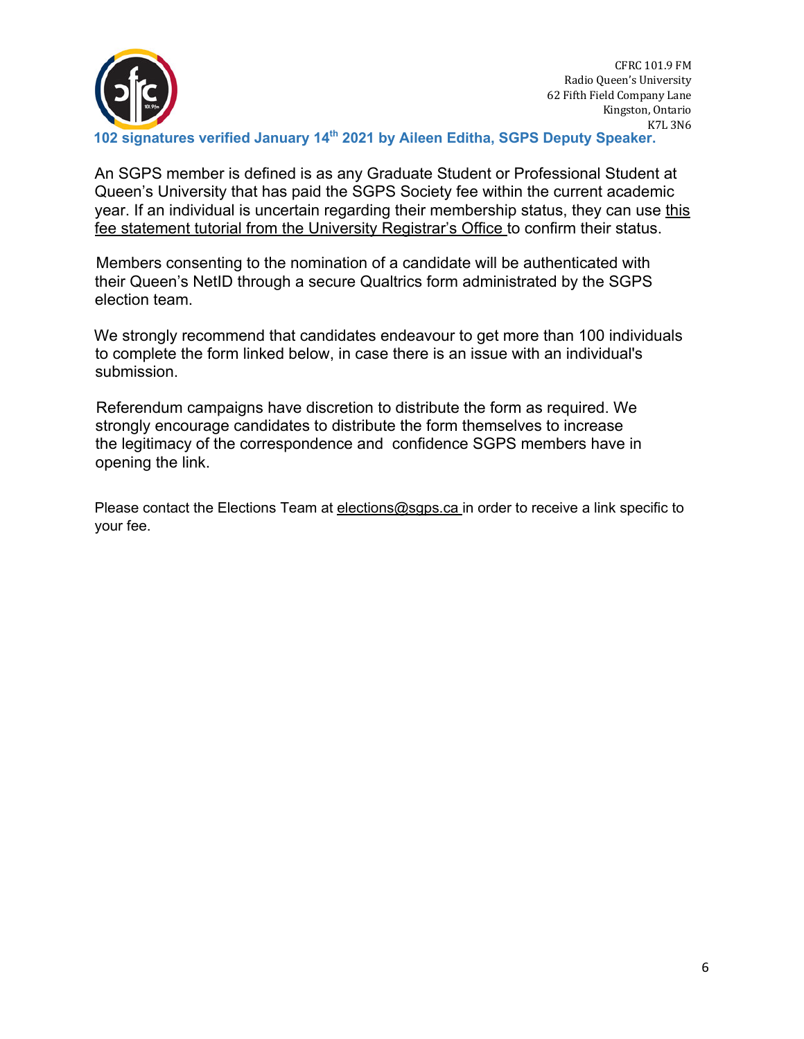CFRC 101.9 FM
Radio Queen's University
62 Fifth Field Company Lane
Kingston, Ontario
K7L 3N6

**102 signatures verified January 14th 2021 by Aileen Editha, SGPS Deputy Speaker.**

An SGPS member is defined is as any Graduate Student or Professional Student at Queen's University that has paid the SGPS Society fee within the current academic year. If an individual is uncertain regarding their membership status, they can use this fee statement tutorial from the University Registrar's Office to confirm their status.

Members consenting to the nomination of a candidate will be authenticated with their Queen's NetID through a secure Qualtrics form administrated by the SGPS election team.

We strongly recommend that candidates endeavour to get more than 100 individuals to complete the form linked below, in case there is an issue with an individual's submission.

Referendum campaigns have discretion to distribute the form as required. We strongly encourage candidates to distribute the form themselves to increase the legitimacy of the correspondence and confidence SGPS members have in opening the link.

Please contact the Elections Team at elections@sgps.ca in order to receive a link specific to your fee.